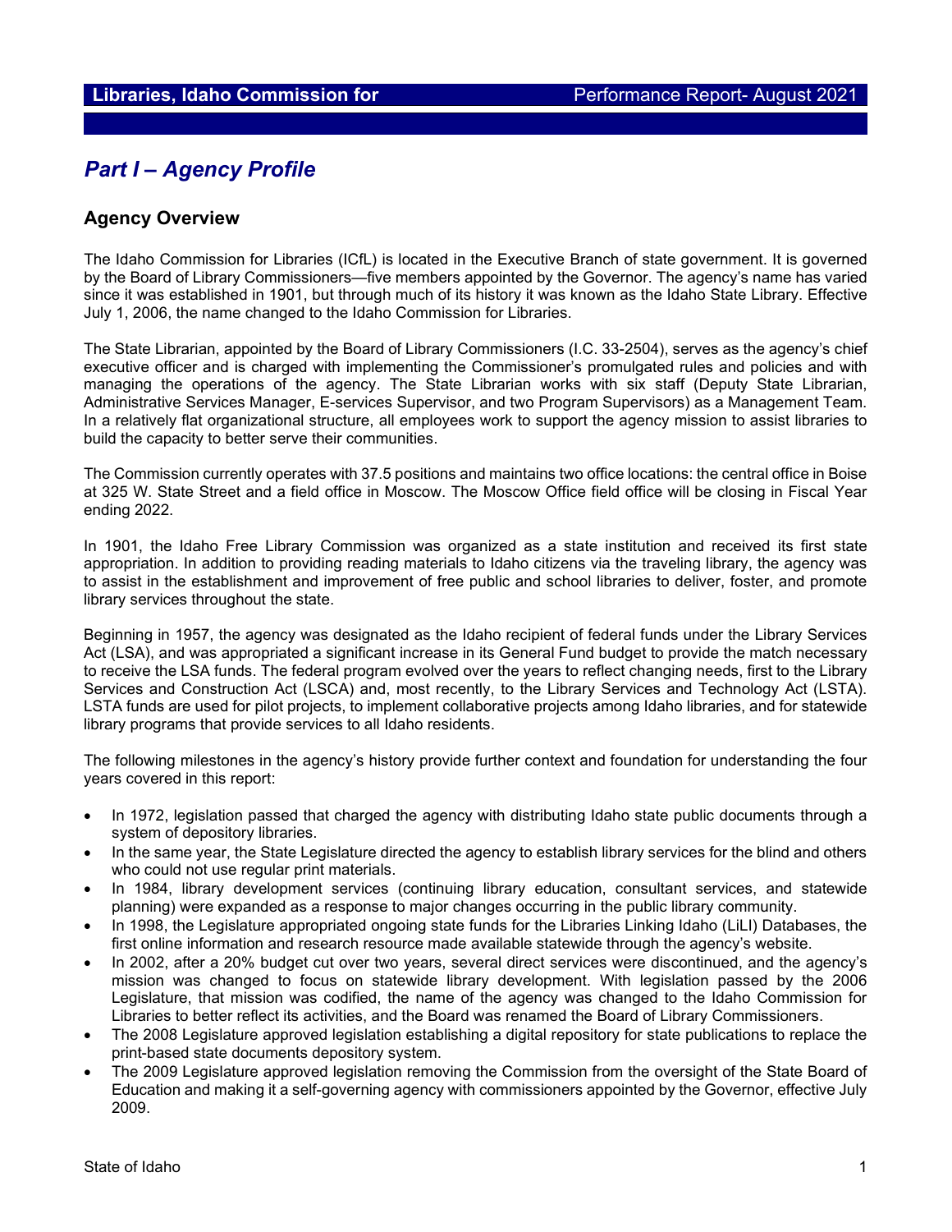# Part I – Agency Profile

## Agency Overview

The Idaho Commission for Libraries (ICfL) is located in the Executive Branch of state government. It is governed by the Board of Library Commissioners—five members appointed by the Governor. The agency's name has varied since it was established in 1901, but through much of its history it was known as the Idaho State Library. Effective July 1, 2006, the name changed to the Idaho Commission for Libraries.

The State Librarian, appointed by the Board of Library Commissioners (I.C. 33-2504), serves as the agency's chief executive officer and is charged with implementing the Commissioner's promulgated rules and policies and with managing the operations of the agency. The State Librarian works with six staff (Deputy State Librarian, Administrative Services Manager, E-services Supervisor, and two Program Supervisors) as a Management Team. In a relatively flat organizational structure, all employees work to support the agency mission to assist libraries to build the capacity to better serve their communities.

The Commission currently operates with 37.5 positions and maintains two office locations: the central office in Boise at 325 W. State Street and a field office in Moscow. The Moscow Office field office will be closing in Fiscal Year ending 2022.

In 1901, the Idaho Free Library Commission was organized as a state institution and received its first state appropriation. In addition to providing reading materials to Idaho citizens via the traveling library, the agency was to assist in the establishment and improvement of free public and school libraries to deliver, foster, and promote library services throughout the state.

Beginning in 1957, the agency was designated as the Idaho recipient of federal funds under the Library Services Act (LSA), and was appropriated a significant increase in its General Fund budget to provide the match necessary to receive the LSA funds. The federal program evolved over the years to reflect changing needs, first to the Library Services and Construction Act (LSCA) and, most recently, to the Library Services and Technology Act (LSTA). LSTA funds are used for pilot projects, to implement collaborative projects among Idaho libraries, and for statewide library programs that provide services to all Idaho residents.

The following milestones in the agency's history provide further context and foundation for understanding the four years covered in this report:

- In 1972, legislation passed that charged the agency with distributing Idaho state public documents through a system of depository libraries.
- In the same year, the State Legislature directed the agency to establish library services for the blind and others who could not use regular print materials.
- In 1984, library development services (continuing library education, consultant services, and statewide planning) were expanded as a response to major changes occurring in the public library community.
- In 1998, the Legislature appropriated ongoing state funds for the Libraries Linking Idaho (LiLI) Databases, the first online information and research resource made available statewide through the agency's website.
- In 2002, after a 20% budget cut over two years, several direct services were discontinued, and the agency's mission was changed to focus on statewide library development. With legislation passed by the 2006 Legislature, that mission was codified, the name of the agency was changed to the Idaho Commission for Libraries to better reflect its activities, and the Board was renamed the Board of Library Commissioners.
- The 2008 Legislature approved legislation establishing a digital repository for state publications to replace the print-based state documents depository system.
- The 2009 Legislature approved legislation removing the Commission from the oversight of the State Board of Education and making it a self-governing agency with commissioners appointed by the Governor, effective July 2009.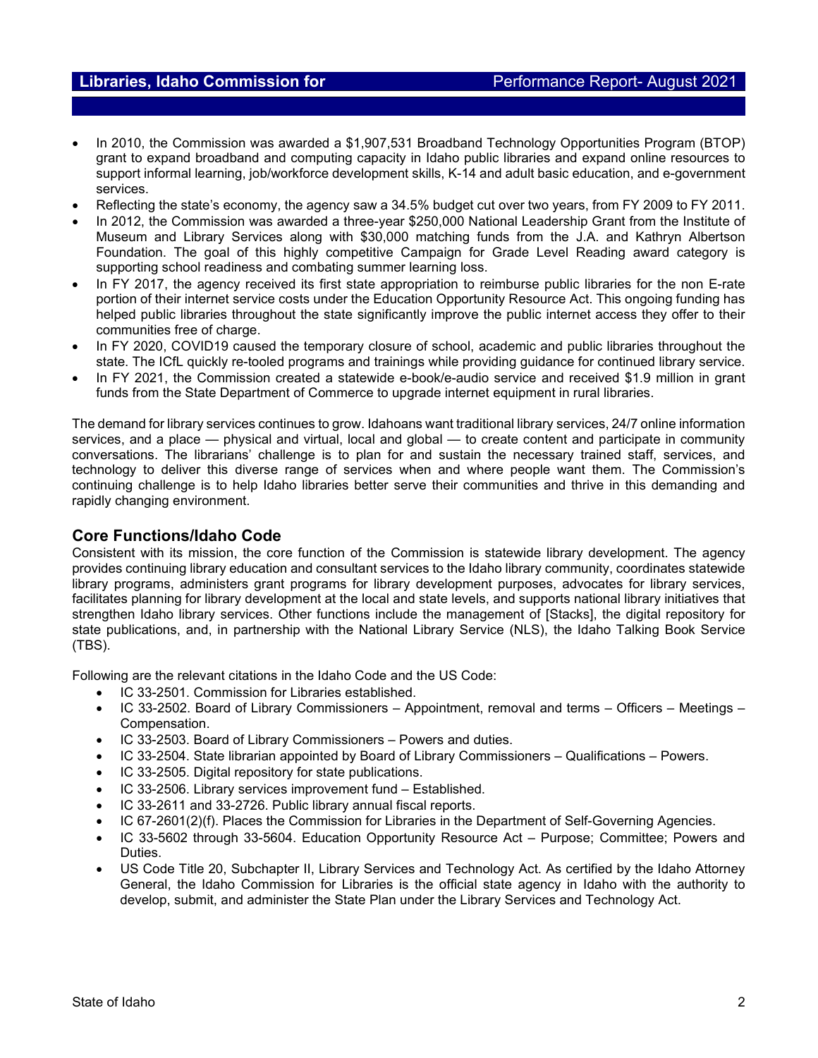- In 2010, the Commission was awarded a $1,907,531 Broadband Technology Opportunities Program (BTOP) grant to expand broadband and computing capacity in Idaho public libraries and expand online resources to support informal learning, job/workforce development skills, K-14 and adult basic education, and e-government services.
- Reflecting the state's economy, the agency saw a 34.5% budget cut over two years, from FY 2009 to FY 2011.
- In 2012, the Commission was awarded a three-year $250,000 National Leadership Grant from the Institute of Museum and Library Services along with $30,000 matching funds from the J.A. and Kathryn Albertson Foundation. The goal of this highly competitive Campaign for Grade Level Reading award category is supporting school readiness and combating summer learning loss.
- In FY 2017, the agency received its first state appropriation to reimburse public libraries for the non E-rate portion of their internet service costs under the Education Opportunity Resource Act. This ongoing funding has helped public libraries throughout the state significantly improve the public internet access they offer to their communities free of charge.
- In FY 2020, COVID19 caused the temporary closure of school, academic and public libraries throughout the state. The ICfL quickly re-tooled programs and trainings while providing guidance for continued library service.
- In FY 2021, the Commission created a statewide e-book/e-audio service and received $1.9 million in grant funds from the State Department of Commerce to upgrade internet equipment in rural libraries.

The demand for library services continues to grow. Idahoans want traditional library services, 24/7 online information services, and a place — physical and virtual, local and global — to create content and participate in community conversations. The librarians' challenge is to plan for and sustain the necessary trained staff, services, and technology to deliver this diverse range of services when and where people want them. The Commission's continuing challenge is to help Idaho libraries better serve their communities and thrive in this demanding and rapidly changing environment.

## Core Functions/Idaho Code

Consistent with its mission, the core function of the Commission is statewide library development. The agency provides continuing library education and consultant services to the Idaho library community, coordinates statewide library programs, administers grant programs for library development purposes, advocates for library services, facilitates planning for library development at the local and state levels, and supports national library initiatives that strengthen Idaho library services. Other functions include the management of [Stacks], the digital repository for state publications, and, in partnership with the National Library Service (NLS), the Idaho Talking Book Service (TBS).

Following are the relevant citations in the Idaho Code and the US Code:

- IC 33-2501. Commission for Libraries established.
- IC 33-2502. Board of Library Commissioners – Appointment, removal and terms – Officers – Meetings – Compensation.
- IC 33-2503. Board of Library Commissioners – Powers and duties.
- IC 33-2504. State librarian appointed by Board of Library Commissioners – Qualifications – Powers.
- IC 33-2505. Digital repository for state publications.
- IC 33-2506. Library services improvement fund – Established.
- IC 33-2611 and 33-2726. Public library annual fiscal reports.
- IC 67-2601(2)(f). Places the Commission for Libraries in the Department of Self-Governing Agencies.
- IC 33-5602 through 33-5604. Education Opportunity Resource Act – Purpose; Committee; Powers and Duties.
- US Code Title 20, Subchapter II, Library Services and Technology Act. As certified by the Idaho Attorney General, the Idaho Commission for Libraries is the official state agency in Idaho with the authority to develop, submit, and administer the State Plan under the Library Services and Technology Act.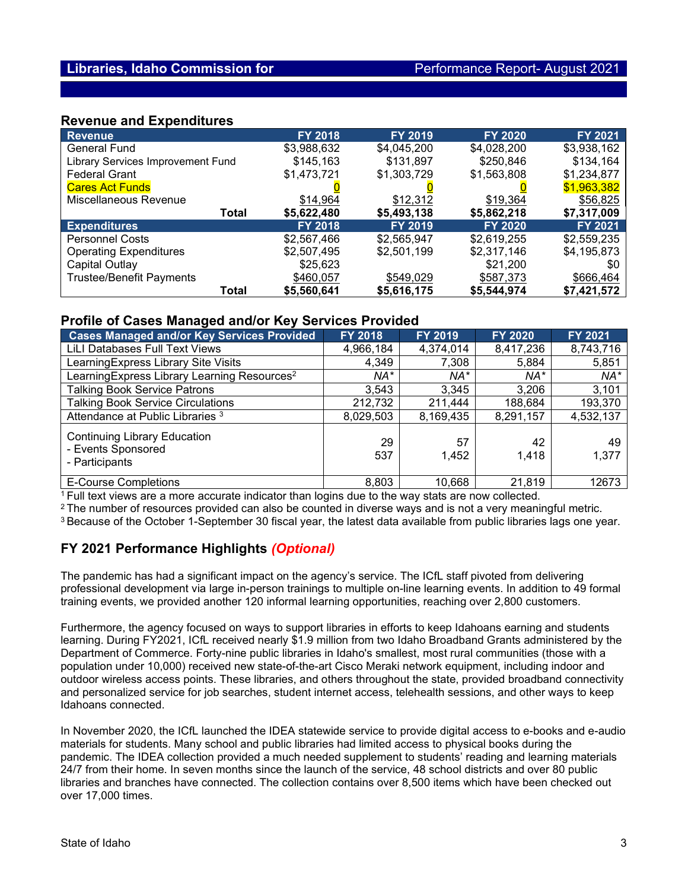## Revenue and Expenditures

| Revenue | FY 2018 | FY 2019 | FY 2020 | FY 2021 |
|---|---|---|---|---|
| General Fund | $3,988,632 | $4,045,200 | $4,028,200 | $3,938,162 |
| Library Services Improvement Fund | $145,163 | $131,897 | $250,846 | $134,164 |
| Federal Grant | $1,473,721 | $1,303,729 | $1,563,808 | $1,234,877 |
| Cares Act Funds | 0 | 0 | 0 | $1,963,382 |
| Miscellaneous Revenue | $14,964 | $12,312 | $19,364 | $56,825 |
| **Total** | **$5,622,480** | **$5,493,138** | **$5,862,218** | **$7,317,009** |
| **Expenditures** | **FY 2018** | **FY 2019** | **FY 2020** | **FY 2021** |
| Personnel Costs | $2,567,466 | $2,565,947 | $2,619,255 | $2,559,235 |
| Operating Expenditures | $2,507,495 | $2,501,199 | $2,317,146 | $4,195,873 |
| Capital Outlay | $25,623 | | $21,200 | $0 |
| Trustee/Benefit Payments | $460,057 | $549,029 | $587,373 | $666,464 |
| **Total** | **$5,560,641** | **$5,616,175** | **$5,544,974** | **$7,421,572** |

## Profile of Cases Managed and/or Key Services Provided

| Cases Managed and/or Key Services Provided | FY 2018 | FY 2019 | FY 2020 | FY 2021 |
|---|---|---|---|---|
| LiLI Databases Full Text Views | 4,966,184 | 4,374,014 | 8,417,236 | 8,743,716 |
| LearningExpress Library Site Visits | 4,349 | 7,308 | 5,884 | 5,851 |
| LearningExpress Library Learning Resources[2] | *NA** | *NA** | *NA** | *NA** |
| Talking Book Service Patrons | 3,543 | 3,345 | 3,206 | 3,101 |
| Talking Book Service Circulations | 212,732 | 211,444 | 188,684 | 193,370 |
| Attendance at Public Libraries [3] | 8,029,503 | 8,169,435 | 8,291,157 | 4,532,137 |
| Continuing Library Education<br>- Events Sponsored<br>- Participants | 29<br>537 | 57<br>1,452 | 42<br>1,418 | 49<br>1,377 |
| E-Course Completions | 8,803 | 10,668 | 21,819 | 12673 |

[1] Full text views are a more accurate indicator than logins due to the way stats are now collected.
[2] The number of resources provided can also be counted in diverse ways and is not a very meaningful metric.
[3] Because of the October 1-September 30 fiscal year, the latest data available from public libraries lags one year.

## FY 2021 Performance Highlights *(Optional)*

The pandemic has had a significant impact on the agency's service. The ICfL staff pivoted from delivering professional development via large in-person trainings to multiple on-line learning events. In addition to 49 formal training events, we provided another 120 informal learning opportunities, reaching over 2,800 customers.

Furthermore, the agency focused on ways to support libraries in efforts to keep Idahoans earning and students learning. During FY2021, ICfL received nearly $1.9 million from two Idaho Broadband Grants administered by the Department of Commerce. Forty-nine public libraries in Idaho's smallest, most rural communities (those with a population under 10,000) received new state-of-the-art Cisco Meraki network equipment, including indoor and outdoor wireless access points. These libraries, and others throughout the state, provided broadband connectivity and personalized service for job searches, student internet access, telehealth sessions, and other ways to keep Idahoans connected.

In November 2020, the ICfL launched the IDEA statewide service to provide digital access to e-books and e-audio materials for students. Many school and public libraries had limited access to physical books during the pandemic. The IDEA collection provided a much needed supplement to students' reading and learning materials 24/7 from their home. In seven months since the launch of the service, 48 school districts and over 80 public libraries and branches have connected. The collection contains over 8,500 items which have been checked out over 17,000 times.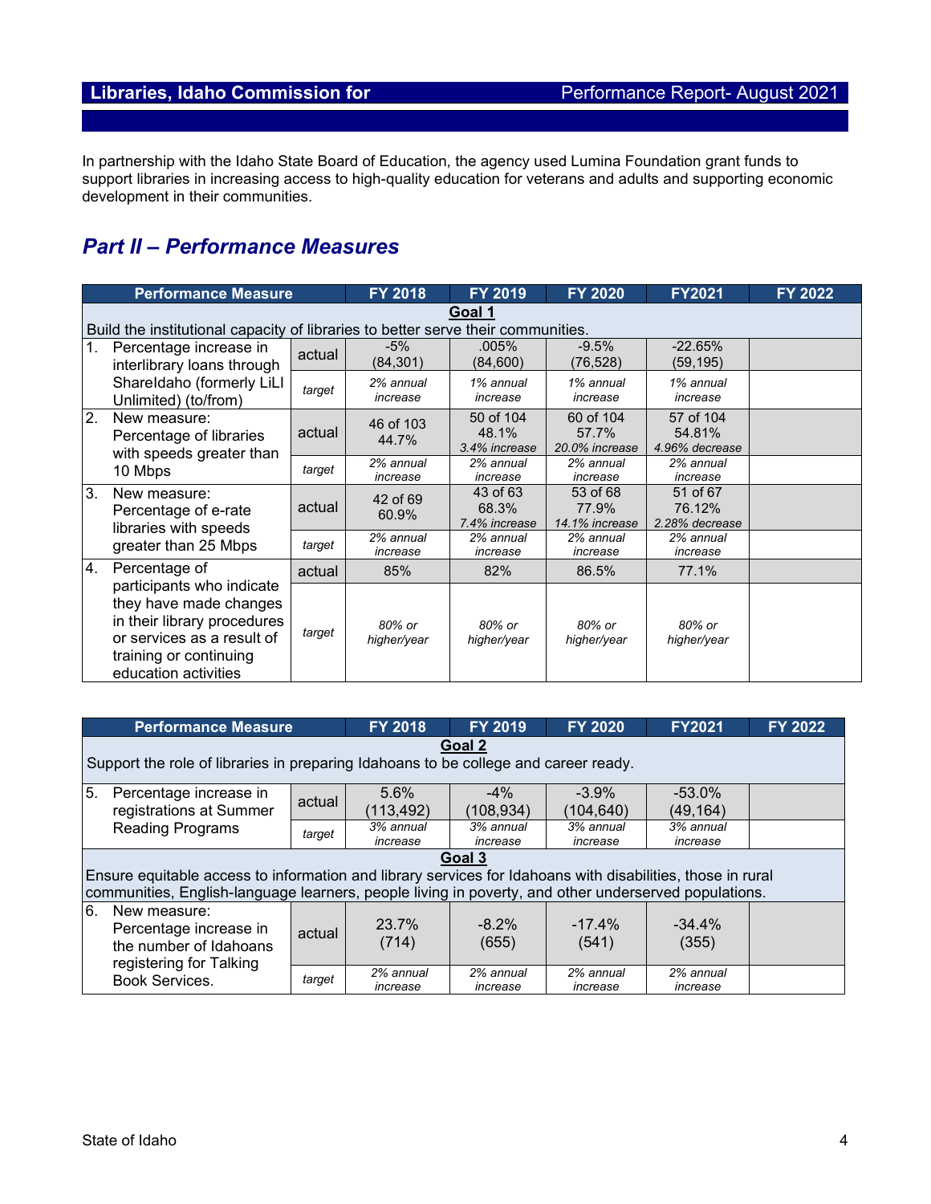In partnership with the Idaho State Board of Education, the agency used Lumina Foundation grant funds to support libraries in increasing access to high-quality education for veterans and adults and supporting economic development in their communities.

## *Part II – Performance Measures*

| Performance Measure | | FY 2018 | FY 2019 | FY 2020 | FY2021 | FY 2022 |
|---|---|---|---|---|---|---|
| **Goal 1** Build the institutional capacity of libraries to better serve their communities. | | | | | | |
| 1. Percentage increase in interlibrary loans through ShareIdaho (formerly LiLI Unlimited) (to/from) | actual | -5% (84,301) | .005% (84,600) | -9.5% (76,528) | -22.65% (59,195) | |
| | target | *2% annual increase* | *1% annual increase* | *1% annual increase* | *1% annual increase* | |
| 2. New measure: Percentage of libraries with speeds greater than 10 Mbps | actual | 46 of 103 44.7% | 50 of 104 48.1% *3.4% increase* | 60 of 104 57.7% *20.0% increase* | 57 of 104 54.81% *4.96% decrease* | |
| | target | *2% annual increase* | *2% annual increase* | *2% annual increase* | *2% annual increase* | |
| 3. New measure: Percentage of e-rate libraries with speeds greater than 25 Mbps | actual | 42 of 69 60.9% | 43 of 63 68.3% *7.4% increase* | 53 of 68 77.9% *14.1% increase* | 51 of 67 76.12% *2.28% decrease* | |
| | target | *2% annual increase* | *2% annual increase* | *2% annual increase* | *2% annual increase* | |
| 4. Percentage of participants who indicate they have made changes in their library procedures or services as a result of training or continuing education activities | actual | 85% | 82% | 86.5% | 77.1% | |
| | target | *80% or higher/year* | *80% or higher/year* | *80% or higher/year* | *80% or higher/year* | |

| Performance Measure | | FY 2018 | FY 2019 | FY 2020 | FY2021 | FY 2022 |
|---|---|---|---|---|---|---|
| **Goal 2** Support the role of libraries in preparing Idahoans to be college and career ready. | | | | | | |
| 5. Percentage increase in registrations at Summer Reading Programs | actual | 5.6% (113,492) | -4% (108,934) | -3.9% (104,640) | -53.0% (49,164) | |
| | target | *3% annual increase* | *3% annual increase* | *3% annual increase* | *3% annual increase* | |
| **Goal 3** Ensure equitable access to information and library services for Idahoans with disabilities, those in rural communities, English-language learners, people living in poverty, and other underserved populations. | | | | | | |
| 6. New measure: Percentage increase in the number of Idahoans registering for Talking Book Services. | actual | 23.7% (714) | -8.2% (655) | -17.4% (541) | -34.4% (355) | |
| | target | *2% annual increase* | *2% annual increase* | *2% annual increase* | *2% annual increase* | |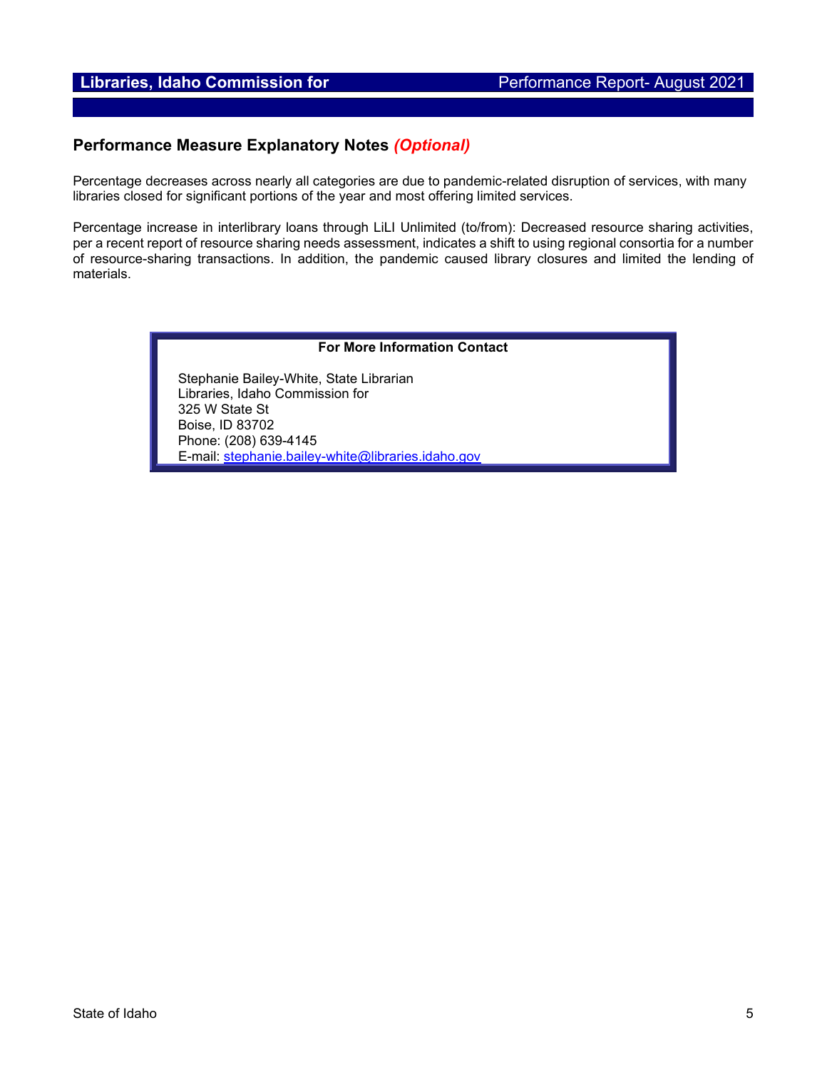## Performance Measure Explanatory Notes *(Optional)*

Percentage decreases across nearly all categories are due to pandemic-related disruption of services, with many libraries closed for significant portions of the year and most offering limited services.

Percentage increase in interlibrary loans through LiLI Unlimited (to/from): Decreased resource sharing activities, per a recent report of resource sharing needs assessment, indicates a shift to using regional consortia for a number of resource-sharing transactions. In addition, the pandemic caused library closures and limited the lending of materials.

**For More Information Contact**

Stephanie Bailey-White, State Librarian
Libraries, Idaho Commission for
325 W State St
Boise, ID 83702
Phone: (208) 639-4145
E-mail: stephanie.bailey-white@libraries.idaho.gov